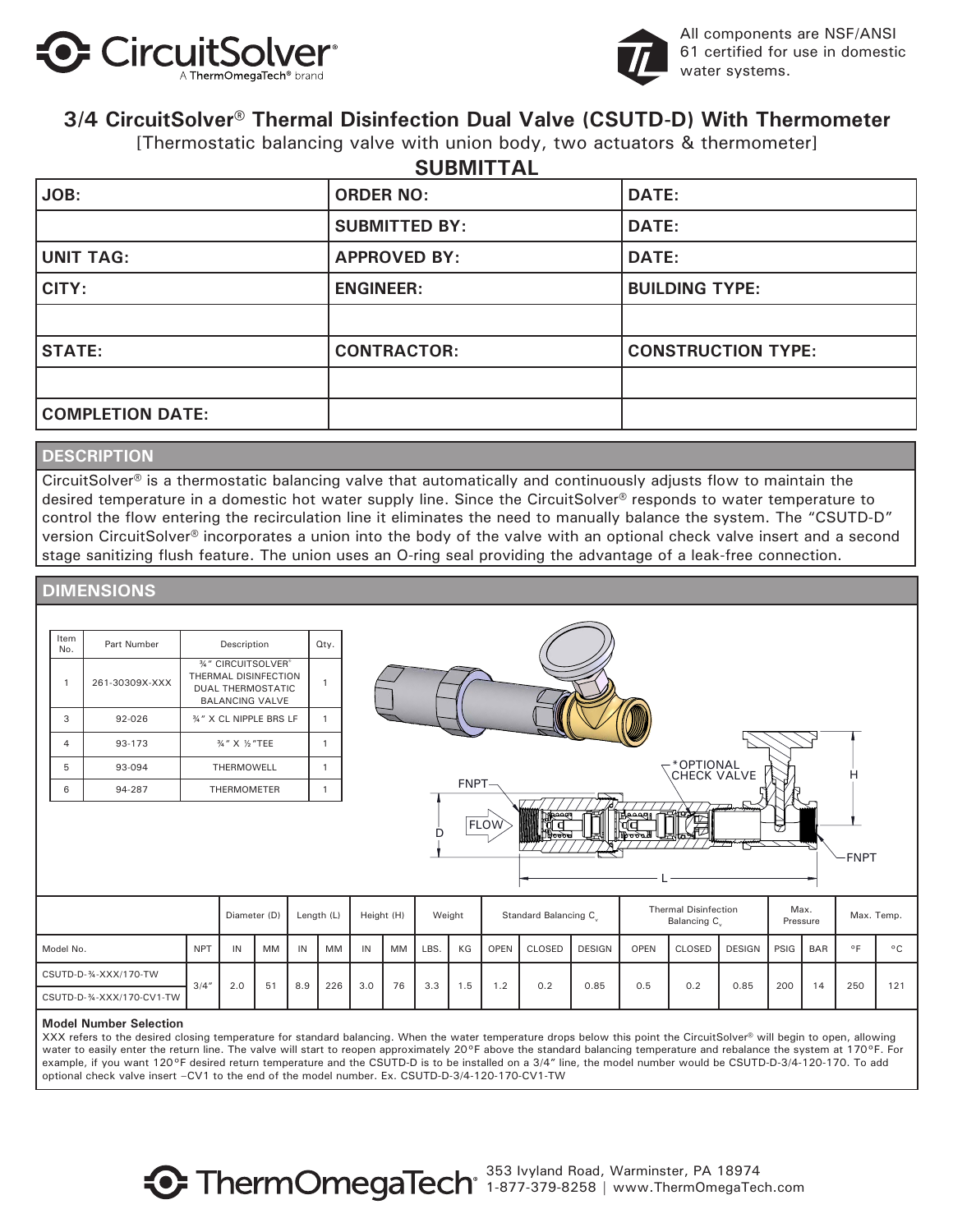# 3/4 CircuitSolver® Thermal Disinfection Dual Valve (CSUTD-D) With Thermometer

[Thermostatic balancing valve with union body, two actuators & thermometer]

All components are NSF/ANSI 61 certified for use in domestic water systems.

## SUBMITTAL

| JOB: | ORDER NO: | DATE: |
|---|---|---|
| | SUBMITTED BY: | DATE: |
| UNIT TAG: | APPROVED BY: | DATE: |
| CITY: | ENGINEER: | BUILDING TYPE: |
| | | |
| STATE: | CONTRACTOR: | CONSTRUCTION TYPE: |
| | | |
| COMPLETION DATE: | | |

## DESCRIPTION

CircuitSolver® is a thermostatic balancing valve that automatically and continuously adjusts flow to maintain the desired temperature in a domestic hot water supply line. Since the CircuitSolver® responds to water temperature to control the flow entering the recirculation line it eliminates the need to manually balance the system. The "CSUTD-D" version CircuitSolver® incorporates a union into the body of the valve with an optional check valve insert and a second stage sanitizing flush feature. The union uses an O-ring seal providing the advantage of a leak-free connection.

## DIMENSIONS

| Item No. | Part Number | Description | Qty. |
|---|---|---|---|
| 1 | 261-30309X-XXX | ¾" CIRCUITSOLVER® THERMAL DISINFECTION DUAL THERMOSTATIC BALANCING VALVE | 1 |
| 3 | 92-026 | ¾" X CL NIPPLE BRS LF | 1 |
| 4 | 93-173 | ¾" X ½"TEE | 1 |
| 5 | 93-094 | THERMOWELL | 1 |
| 6 | 94-287 | THERMOMETER | 1 |

FNPT — FLOW — *OPTIONAL CHECK VALVE — FNPT — D — H — L

| | | Diameter (D) | | Length (L) | | Height (H) | | Weight | | Standard Balancing $C_v$ | | | Thermal Disinfection Balancing $C_v$ | | | Max. Pressure | | Max. Temp. | |
|---|---|---|---|---|---|---|---|---|---|---|---|---|---|---|---|---|---|---|---|
| Model No. | NPT | IN | MM | IN | MM | IN | MM | LBS. | KG | OPEN | CLOSED | DESIGN | OPEN | CLOSED | DESIGN | PSIG | BAR | °F | °C |
| CSUTD-D-¾-XXX/170-TW | 3/4" | 2.0 | 51 | 8.9 | 226 | 3.0 | 76 | 3.3 | 1.5 | 1.2 | 0.2 | 0.85 | 0.5 | 0.2 | 0.85 | 200 | 14 | 250 | 121 |
| CSUTD-D-¾-XXX/170-CV1-TW | | | | | | | | | | | | | | | | | | | |

**Model Number Selection**

XXX refers to the desired closing temperature for standard balancing. When the water temperature drops below this point the CircuitSolver® will begin to open, allowing water to easily enter the return line. The valve will start to reopen approximately 20°F above the standard balancing temperature and rebalance the system at 170°F. For example, if you want 120°F desired return temperature and the CSUTD-D is to be installed on a 3/4" line, the model number would be CSUTD-D-3/4-120-170. To add optional check valve insert –CV1 to the end of the model number. Ex. CSUTD-D-3/4-120-170-CV1-TW

ThermOmegaTech® 353 Ivyland Road, Warminster, PA 18974 1-877-379-8258 | www.ThermOmegaTech.com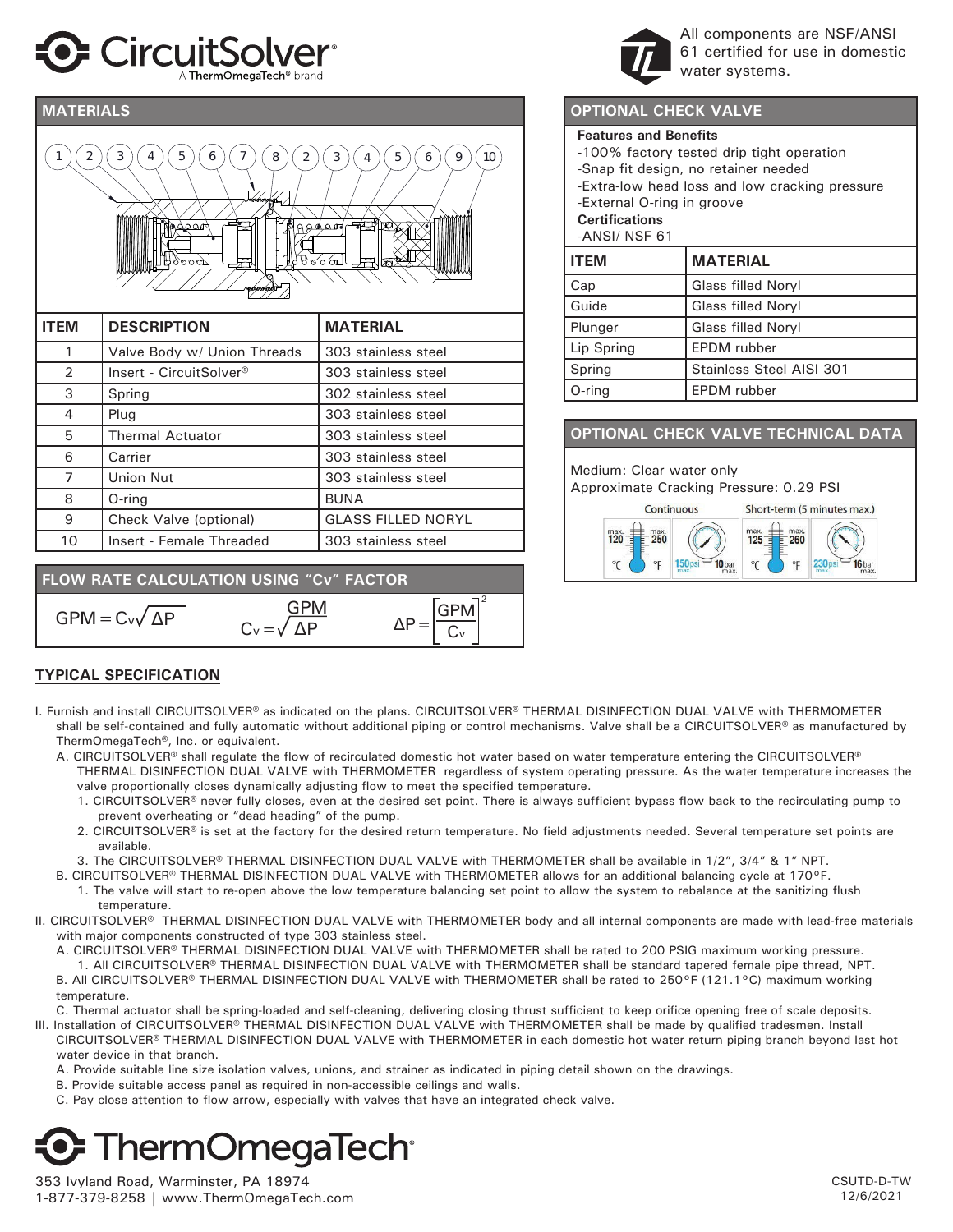CircuitSolver® A ThermOmegaTech® brand

All components are NSF/ANSI 61 certified for use in domestic water systems.

## MATERIALS

1 2 3 4 5 6 7 8 2 3 4 5 6 9 10

| ITEM | DESCRIPTION | MATERIAL |
|---|---|---|
| 1 | Valve Body w/ Union Threads | 303 stainless steel |
| 2 | Insert - CircuitSolver® | 303 stainless steel |
| 3 | Spring | 302 stainless steel |
| 4 | Plug | 303 stainless steel |
| 5 | Thermal Actuator | 303 stainless steel |
| 6 | Carrier | 303 stainless steel |
| 7 | Union Nut | 303 stainless steel |
| 8 | O-ring | BUNA |
| 9 | Check Valve (optional) | GLASS FILLED NORYL |
| 10 | Insert - Female Threaded | 303 stainless steel |

## FLOW RATE CALCULATION USING "Cv" FACTOR

$GPM = C_v\sqrt{\Delta P}$  $C_v = \frac{GPM}{\sqrt{\Delta P}}$  $\Delta P = \left[\frac{GPM}{C_v}\right]^2$

## OPTIONAL CHECK VALVE

**Features and Benefits**
- -100% factory tested drip tight operation
- -Snap fit design, no retainer needed
- -Extra-low head loss and low cracking pressure
- -External O-ring in groove

**Certifications**
- -ANSI/ NSF 61

| ITEM | MATERIAL |
|---|---|
| Cap | Glass filled Noryl |
| Guide | Glass filled Noryl |
| Plunger | Glass filled Noryl |
| Lip Spring | EPDM rubber |
| Spring | Stainless Steel AISI 301 |
| O-ring | EPDM rubber |

## OPTIONAL CHECK VALVE TECHNICAL DATA

Medium: Clear water only
Approximate Cracking Pressure: 0.29 PSI

Continuous
max. 120 °C max. 250 °F
150psi max. 10bar max.

Short-term (5 minutes max.)
max. 125 °C max. 260 °F
230psi max. 16bar max.

## TYPICAL SPECIFICATION

I. Furnish and install CIRCUITSOLVER® as indicated on the plans. CIRCUITSOLVER® THERMAL DISINFECTION DUAL VALVE with THERMOMETER shall be self-contained and fully automatic without additional piping or control mechanisms. Valve shall be a CIRCUITSOLVER® as manufactured by ThermOmegaTech®, Inc. or equivalent.

A. CIRCUITSOLVER® shall regulate the flow of recirculated domestic hot water based on water temperature entering the CIRCUITSOLVER® THERMAL DISINFECTION DUAL VALVE with THERMOMETER regardless of system operating pressure. As the water temperature increases the valve proportionally closes dynamically adjusting flow to meet the specified temperature.

1. CIRCUITSOLVER® never fully closes, even at the desired set point. There is always sufficient bypass flow back to the recirculating pump to prevent overheating or "dead heading" of the pump.
2. CIRCUITSOLVER® is set at the factory for the desired return temperature. No field adjustments needed. Several temperature set points are available.
3. The CIRCUITSOLVER® THERMAL DISINFECTION DUAL VALVE with THERMOMETER shall be available in 1/2", 3/4" & 1" NPT.

B. CIRCUITSOLVER® THERMAL DISINFECTION DUAL VALVE with THERMOMETER allows for an additional balancing cycle at 170°F.

1. The valve will start to re-open above the low temperature balancing set point to allow the system to rebalance at the sanitizing flush temperature.

II. CIRCUITSOLVER® THERMAL DISINFECTION DUAL VALVE with THERMOMETER body and all internal components are made with lead-free materials with major components constructed of type 303 stainless steel.

A. CIRCUITSOLVER® THERMAL DISINFECTION DUAL VALVE with THERMOMETER shall be rated to 200 PSIG maximum working pressure.

1. All CIRCUITSOLVER® THERMAL DISINFECTION DUAL VALVE with THERMOMETER shall be standard tapered female pipe thread, NPT.

B. All CIRCUITSOLVER® THERMAL DISINFECTION DUAL VALVE with THERMOMETER shall be rated to 250°F (121.1°C) maximum working temperature.

C. Thermal actuator shall be spring-loaded and self-cleaning, delivering closing thrust sufficient to keep orifice opening free of scale deposits.

III. Installation of CIRCUITSOLVER® THERMAL DISINFECTION DUAL VALVE with THERMOMETER shall be made by qualified tradesmen. Install CIRCUITSOLVER® THERMAL DISINFECTION DUAL VALVE with THERMOMETER in each domestic hot water return piping branch beyond last hot water device in that branch.

A. Provide suitable line size isolation valves, unions, and strainer as indicated in piping detail shown on the drawings.
B. Provide suitable access panel as required in non-accessible ceilings and walls.
C. Pay close attention to flow arrow, especially with valves that have an integrated check valve.

ThermOmegaTech®
353 Ivyland Road, Warminster, PA 18974
1-877-379-8258 | www.ThermOmegaTech.com

CSUTD-D-TW
12/6/2021